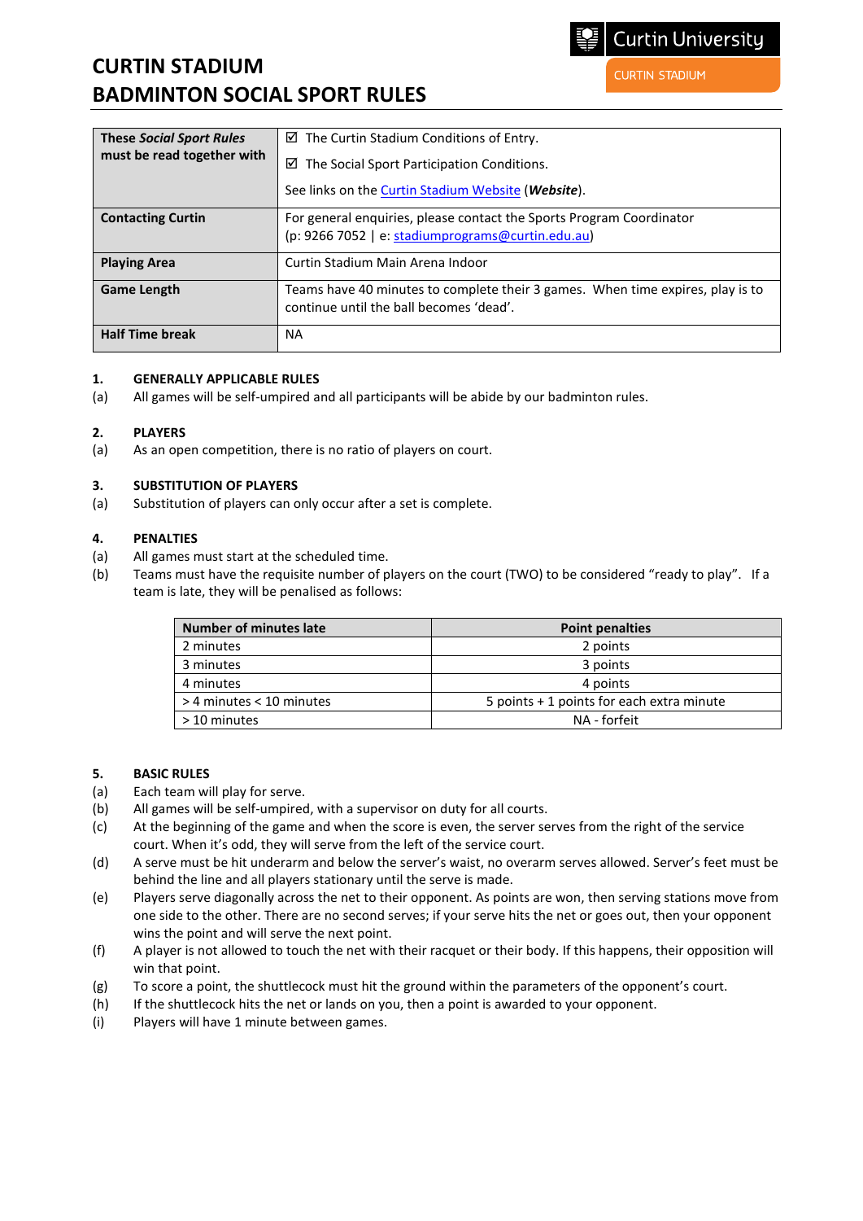# CURTIN STADIUM
# BADMINTON SOCIAL SPORT RULES

Curtin University — CURTIN STADIUM

| | |
|---|---|
| **These *Social Sport Rules* must be read together with** | ☑ The Curtin Stadium Conditions of Entry.<br>☑ The Social Sport Participation Conditions.<br>See links on the Curtin Stadium Website (***Website***). |
| **Contacting Curtin** | For general enquiries, please contact the Sports Program Coordinator (p: 9266 7052 \| e: stadiumprograms@curtin.edu.au) |
| **Playing Area** | Curtin Stadium Main Arena Indoor |
| **Game Length** | Teams have 40 minutes to complete their 3 games. When time expires, play is to continue until the ball becomes 'dead'. |
| **Half Time break** | NA |

## 1. GENERALLY APPLICABLE RULES

(a) All games will be self-umpired and all participants will be abide by our badminton rules.

## 2. PLAYERS

(a) As an open competition, there is no ratio of players on court.

## 3. SUBSTITUTION OF PLAYERS

(a) Substitution of players can only occur after a set is complete.

## 4. PENALTIES

(a) All games must start at the scheduled time.

(b) Teams must have the requisite number of players on the court (TWO) to be considered "ready to play". If a team is late, they will be penalised as follows:

| Number of minutes late | Point penalties |
|---|---|
| 2 minutes | 2 points |
| 3 minutes | 3 points |
| 4 minutes | 4 points |
| > 4 minutes < 10 minutes | 5 points + 1 points for each extra minute |
| > 10 minutes | NA - forfeit |

## 5. BASIC RULES

(a) Each team will play for serve.

(b) All games will be self-umpired, with a supervisor on duty for all courts.

(c) At the beginning of the game and when the score is even, the server serves from the right of the service court. When it's odd, they will serve from the left of the service court.

(d) A serve must be hit underarm and below the server's waist, no overarm serves allowed. Server's feet must be behind the line and all players stationary until the serve is made.

(e) Players serve diagonally across the net to their opponent. As points are won, then serving stations move from one side to the other. There are no second serves; if your serve hits the net or goes out, then your opponent wins the point and will serve the next point.

(f) A player is not allowed to touch the net with their racquet or their body. If this happens, their opposition will win that point.

(g) To score a point, the shuttlecock must hit the ground within the parameters of the opponent's court.

(h) If the shuttlecock hits the net or lands on you, then a point is awarded to your opponent.

(i) Players will have 1 minute between games.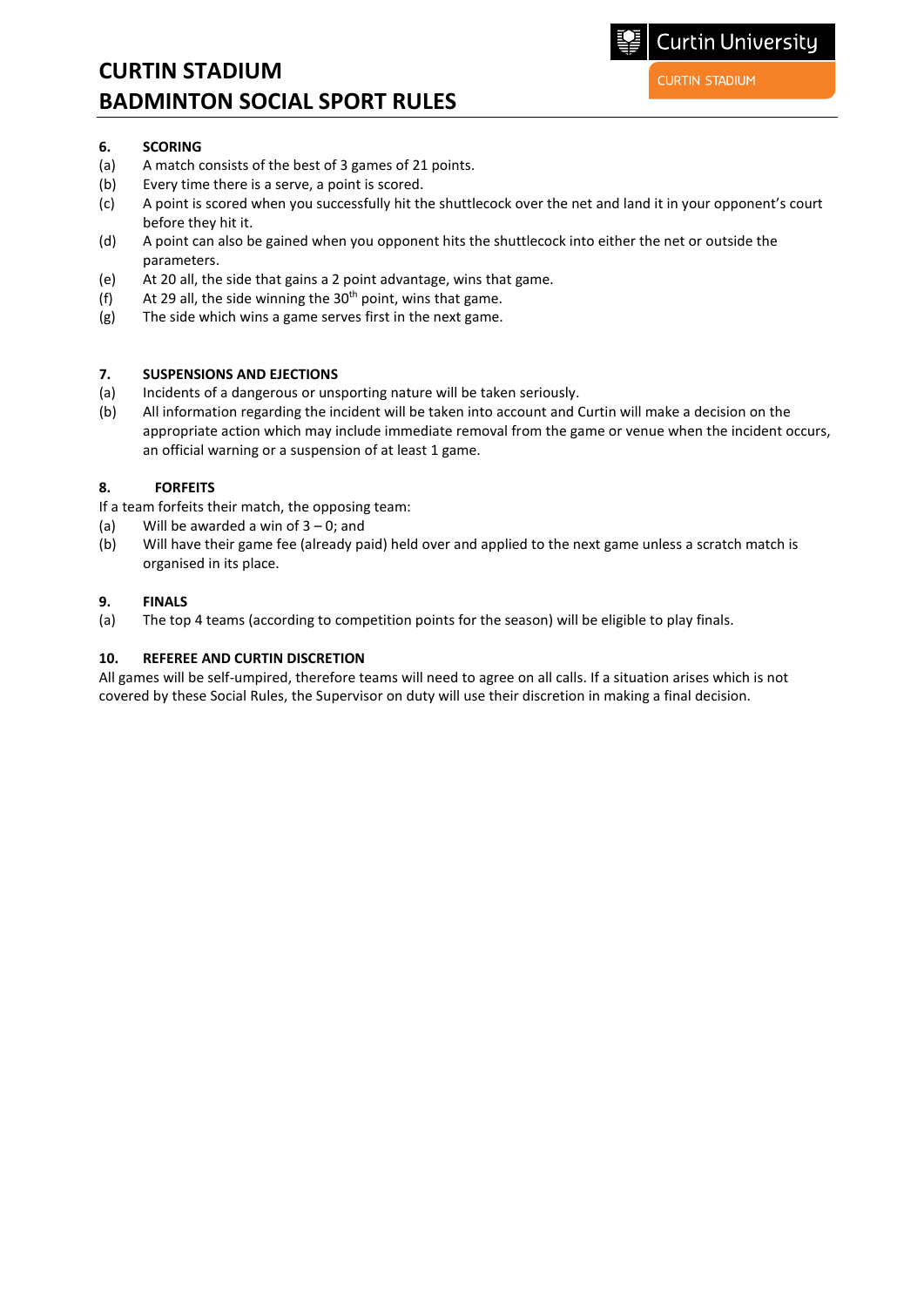## 6. SCORING

(a) A match consists of the best of 3 games of 21 points.
(b) Every time there is a serve, a point is scored.
(c) A point is scored when you successfully hit the shuttlecock over the net and land it in your opponent's court before they hit it.
(d) A point can also be gained when you opponent hits the shuttlecock into either the net or outside the parameters.
(e) At 20 all, the side that gains a 2 point advantage, wins that game.
(f) At 29 all, the side winning the 30th point, wins that game.
(g) The side which wins a game serves first in the next game.

## 7. SUSPENSIONS AND EJECTIONS

(a) Incidents of a dangerous or unsporting nature will be taken seriously.
(b) All information regarding the incident will be taken into account and Curtin will make a decision on the appropriate action which may include immediate removal from the game or venue when the incident occurs, an official warning or a suspension of at least 1 game.

## 8. FORFEITS

If a team forfeits their match, the opposing team:

(a) Will be awarded a win of 3 – 0; and
(b) Will have their game fee (already paid) held over and applied to the next game unless a scratch match is organised in its place.

## 9. FINALS

(a) The top 4 teams (according to competition points for the season) will be eligible to play finals.

## 10. REFEREE AND CURTIN DISCRETION

All games will be self-umpired, therefore teams will need to agree on all calls. If a situation arises which is not covered by these Social Rules, the Supervisor on duty will use their discretion in making a final decision.